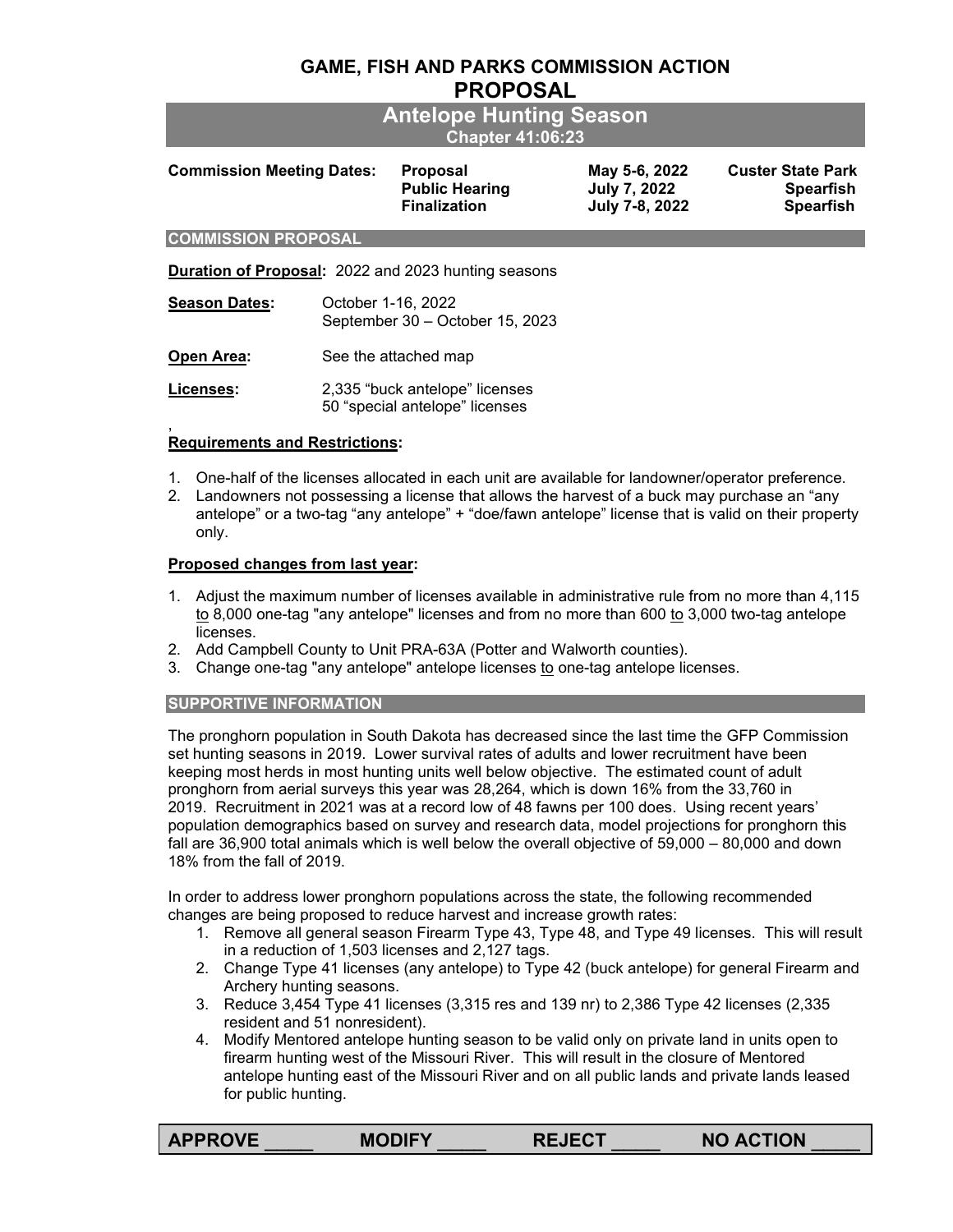# GAME, FISH AND PARKS COMMISSION ACTION
# PROPOSAL

## Antelope Hunting Season
### Chapter 41:06:23

| **Commission Meeting Dates:** | **Proposal** | **May 5-6, 2022** | **Custer State Park** |
|---|---|---|---|
| | **Public Hearing** | **July 7, 2022** | **Spearfish** |
| | **Finalization** | **July 7-8, 2022** | **Spearfish** |

### COMMISSION PROPOSAL

**Duration of Proposal:** 2022 and 2023 hunting seasons

**Season Dates:** October 1-16, 2022
September 30 – October 15, 2023

**Open Area:** See the attached map

**Licenses:** 2,335 "buck antelope" licenses
50 "special antelope" licenses

,
**Requirements and Restrictions:**

1. One-half of the licenses allocated in each unit are available for landowner/operator preference.
2. Landowners not possessing a license that allows the harvest of a buck may purchase an "any antelope" or a two-tag "any antelope" + "doe/fawn antelope" license that is valid on their property only.

**Proposed changes from last year:**

1. Adjust the maximum number of licenses available in administrative rule from no more than 4,115 to 8,000 one-tag "any antelope" licenses and from no more than 600 to 3,000 two-tag antelope licenses.
2. Add Campbell County to Unit PRA-63A (Potter and Walworth counties).
3. Change one-tag "any antelope" antelope licenses to one-tag antelope licenses.

### SUPPORTIVE INFORMATION

The pronghorn population in South Dakota has decreased since the last time the GFP Commission set hunting seasons in 2019. Lower survival rates of adults and lower recruitment have been keeping most herds in most hunting units well below objective. The estimated count of adult pronghorn from aerial surveys this year was 28,264, which is down 16% from the 33,760 in 2019. Recruitment in 2021 was at a record low of 48 fawns per 100 does. Using recent years' population demographics based on survey and research data, model projections for pronghorn this fall are 36,900 total animals which is well below the overall objective of 59,000 – 80,000 and down 18% from the fall of 2019.

In order to address lower pronghorn populations across the state, the following recommended changes are being proposed to reduce harvest and increase growth rates:

1. Remove all general season Firearm Type 43, Type 48, and Type 49 licenses. This will result in a reduction of 1,503 licenses and 2,127 tags.
2. Change Type 41 licenses (any antelope) to Type 42 (buck antelope) for general Firearm and Archery hunting seasons.
3. Reduce 3,454 Type 41 licenses (3,315 res and 139 nr) to 2,386 Type 42 licenses (2,335 resident and 51 nonresident).
4. Modify Mentored antelope hunting season to be valid only on private land in units open to firearm hunting west of the Missouri River. This will result in the closure of Mentored antelope hunting east of the Missouri River and on all public lands and private lands leased for public hunting.

| APPROVE _____ | MODIFY _____ | REJECT _____ | NO ACTION _____ |
|---|---|---|---|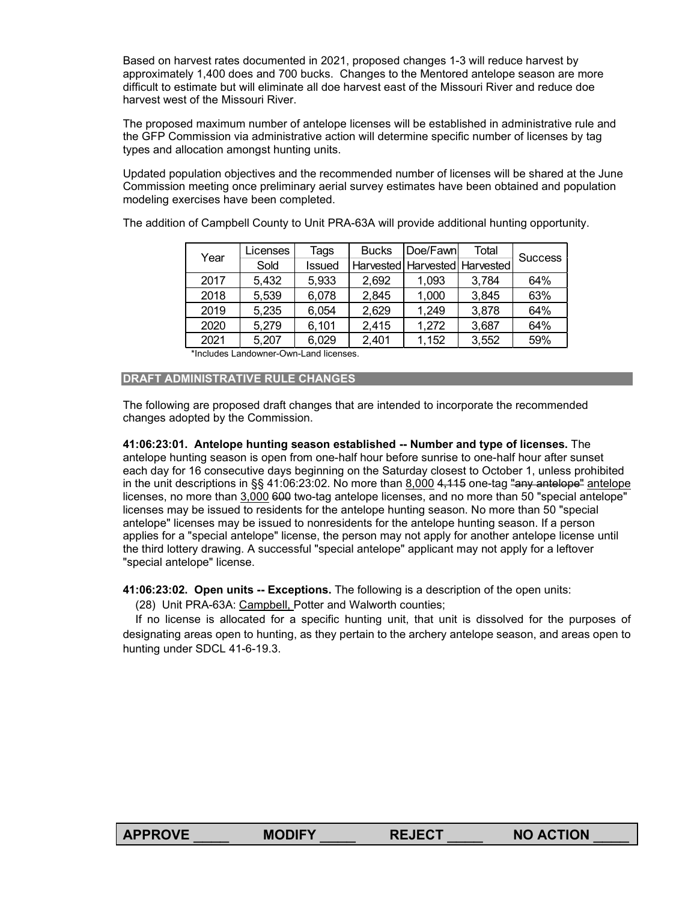Based on harvest rates documented in 2021, proposed changes 1-3 will reduce harvest by approximately 1,400 does and 700 bucks. Changes to the Mentored antelope season are more difficult to estimate but will eliminate all doe harvest east of the Missouri River and reduce doe harvest west of the Missouri River.

The proposed maximum number of antelope licenses will be established in administrative rule and the GFP Commission via administrative action will determine specific number of licenses by tag types and allocation amongst hunting units.

Updated population objectives and the recommended number of licenses will be shared at the June Commission meeting once preliminary aerial survey estimates have been obtained and population modeling exercises have been completed.

The addition of Campbell County to Unit PRA-63A will provide additional hunting opportunity.

| Year | Licenses Sold | Tags Issued | Bucks Harvested | Doe/Fawn Harvested | Total Harvested | Success |
|---|---|---|---|---|---|---|
| 2017 | 5,432 | 5,933 | 2,692 | 1,093 | 3,784 | 64% |
| 2018 | 5,539 | 6,078 | 2,845 | 1,000 | 3,845 | 63% |
| 2019 | 5,235 | 6,054 | 2,629 | 1,249 | 3,878 | 64% |
| 2020 | 5,279 | 6,101 | 2,415 | 1,272 | 3,687 | 64% |
| 2021 | 5,207 | 6,029 | 2,401 | 1,152 | 3,552 | 59% |

*Includes Landowner-Own-Land licenses.

## DRAFT ADMINISTRATIVE RULE CHANGES

The following are proposed draft changes that are intended to incorporate the recommended changes adopted by the Commission.

**41:06:23:01. Antelope hunting season established -- Number and type of licenses.** The antelope hunting season is open from one-half hour before sunrise to one-half hour after sunset each day for 16 consecutive days beginning on the Saturday closest to October 1, unless prohibited in the unit descriptions in §§ 41:06:23:02. No more than 8,000 ~~4,115~~ one-tag ~~"any antelope"~~ antelope licenses, no more than 3,000 ~~600~~ two-tag antelope licenses, and no more than 50 "special antelope" licenses may be issued to residents for the antelope hunting season. No more than 50 "special antelope" licenses may be issued to nonresidents for the antelope hunting season. If a person applies for a "special antelope" license, the person may not apply for another antelope license until the third lottery drawing. A successful "special antelope" applicant may not apply for a leftover "special antelope" license.

**41:06:23:02. Open units -- Exceptions.** The following is a description of the open units:

(28) Unit PRA-63A: Campbell, Potter and Walworth counties;

If no license is allocated for a specific hunting unit, that unit is dissolved for the purposes of designating areas open to hunting, as they pertain to the archery antelope season, and areas open to hunting under SDCL 41-6-19.3.

**APPROVE _____ MODIFY _____ REJECT _____ NO ACTION _____**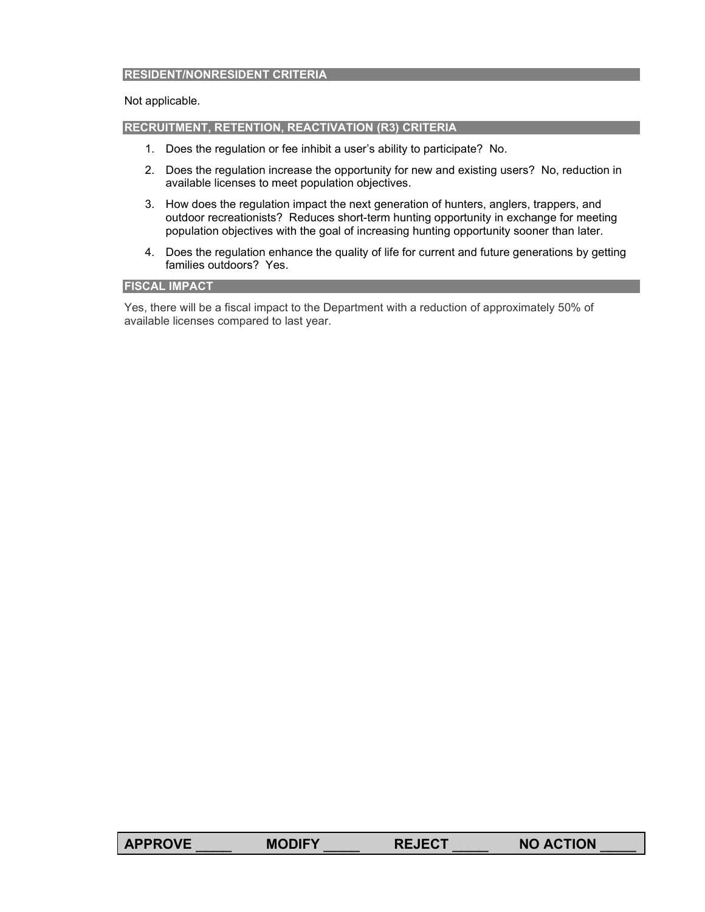## RESIDENT/NONRESIDENT CRITERIA

Not applicable.

## RECRUITMENT, RETENTION, REACTIVATION (R3) CRITERIA

1. Does the regulation or fee inhibit a user's ability to participate? No.
2. Does the regulation increase the opportunity for new and existing users? No, reduction in available licenses to meet population objectives.
3. How does the regulation impact the next generation of hunters, anglers, trappers, and outdoor recreationists? Reduces short-term hunting opportunity in exchange for meeting population objectives with the goal of increasing hunting opportunity sooner than later.
4. Does the regulation enhance the quality of life for current and future generations by getting families outdoors? Yes.

## FISCAL IMPACT

Yes, there will be a fiscal impact to the Department with a reduction of approximately 50% of available licenses compared to last year.

**APPROVE _____ MODIFY _____ REJECT _____ NO ACTION _____**